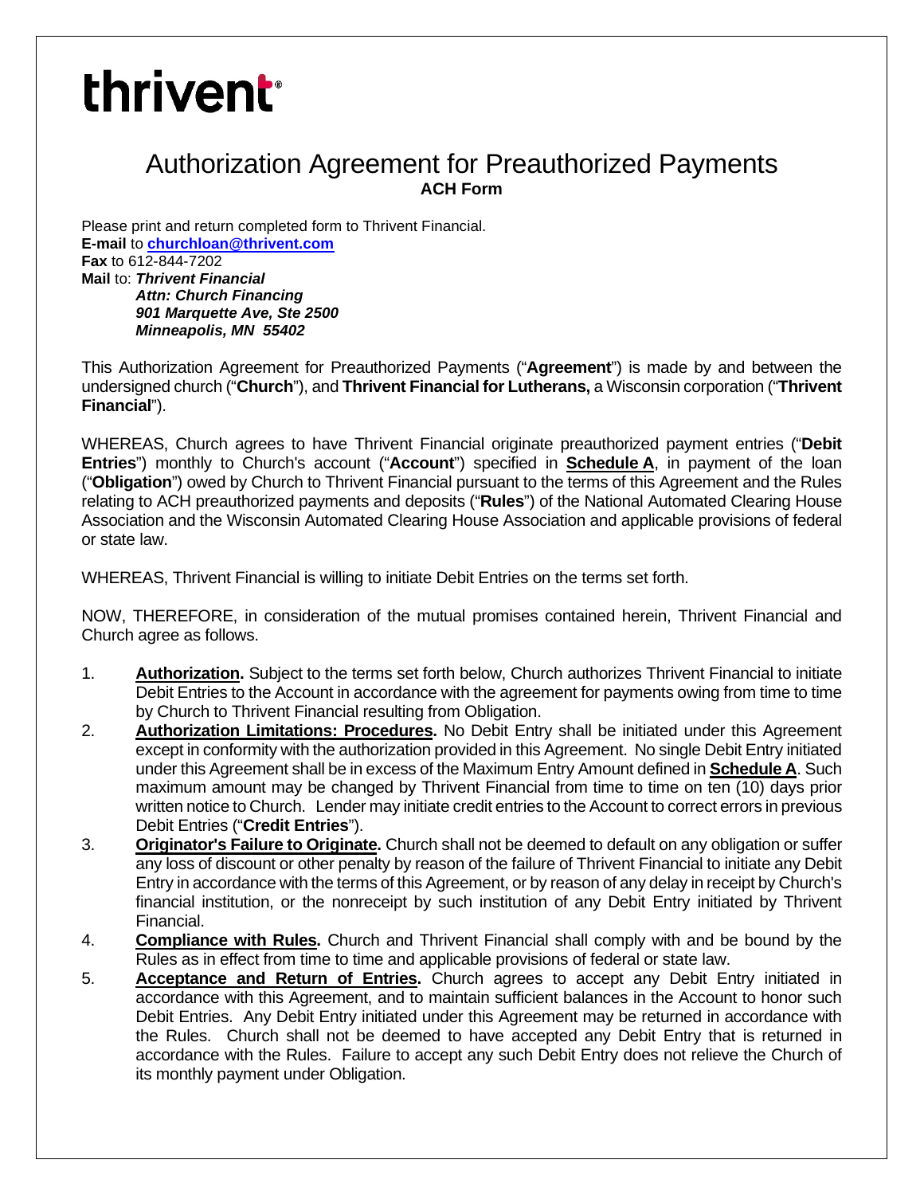thrivent

# Authorization Agreement for Preauthorized Payments

**ACH Form**

Please print and return completed form to Thrivent Financial.
**E-mail** to **churchloan@thrivent.com**
**Fax** to 612-844-7202
**Mail** to: ***Thrivent Financial***
***Attn: Church Financing***
***901 Marquette Ave, Ste 2500***
***Minneapolis, MN 55402***

This Authorization Agreement for Preauthorized Payments ("**Agreement**") is made by and between the undersigned church ("**Church**"), and **Thrivent Financial for Lutherans,** a Wisconsin corporation ("**Thrivent Financial**").

WHEREAS, Church agrees to have Thrivent Financial originate preauthorized payment entries ("**Debit Entries**") monthly to Church's account ("**Account**") specified in **Schedule A**, in payment of the loan ("**Obligation**") owed by Church to Thrivent Financial pursuant to the terms of this Agreement and the Rules relating to ACH preauthorized payments and deposits ("**Rules**") of the National Automated Clearing House Association and the Wisconsin Automated Clearing House Association and applicable provisions of federal or state law.

WHEREAS, Thrivent Financial is willing to initiate Debit Entries on the terms set forth.

NOW, THEREFORE, in consideration of the mutual promises contained herein, Thrivent Financial and Church agree as follows.

1. **Authorization.** Subject to the terms set forth below, Church authorizes Thrivent Financial to initiate Debit Entries to the Account in accordance with the agreement for payments owing from time to time by Church to Thrivent Financial resulting from Obligation.
2. **Authorization Limitations: Procedures.** No Debit Entry shall be initiated under this Agreement except in conformity with the authorization provided in this Agreement. No single Debit Entry initiated under this Agreement shall be in excess of the Maximum Entry Amount defined in **Schedule A**. Such maximum amount may be changed by Thrivent Financial from time to time on ten (10) days prior written notice to Church. Lender may initiate credit entries to the Account to correct errors in previous Debit Entries ("**Credit Entries**").
3. **Originator's Failure to Originate.** Church shall not be deemed to default on any obligation or suffer any loss of discount or other penalty by reason of the failure of Thrivent Financial to initiate any Debit Entry in accordance with the terms of this Agreement, or by reason of any delay in receipt by Church's financial institution, or the nonreceipt by such institution of any Debit Entry initiated by Thrivent Financial.
4. **Compliance with Rules.** Church and Thrivent Financial shall comply with and be bound by the Rules as in effect from time to time and applicable provisions of federal or state law.
5. **Acceptance and Return of Entries.** Church agrees to accept any Debit Entry initiated in accordance with this Agreement, and to maintain sufficient balances in the Account to honor such Debit Entries. Any Debit Entry initiated under this Agreement may be returned in accordance with the Rules. Church shall not be deemed to have accepted any Debit Entry that is returned in accordance with the Rules. Failure to accept any such Debit Entry does not relieve the Church of its monthly payment under Obligation.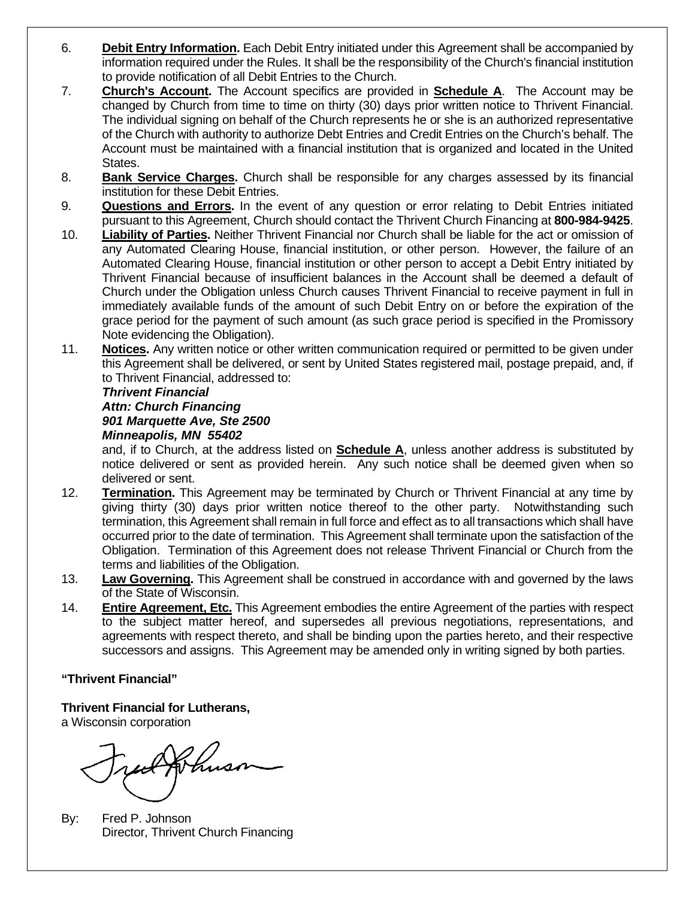6. **Debit Entry Information.** Each Debit Entry initiated under this Agreement shall be accompanied by information required under the Rules. It shall be the responsibility of the Church's financial institution to provide notification of all Debit Entries to the Church.
7. **Church's Account.** The Account specifics are provided in **Schedule A**. The Account may be changed by Church from time to time on thirty (30) days prior written notice to Thrivent Financial. The individual signing on behalf of the Church represents he or she is an authorized representative of the Church with authority to authorize Debt Entries and Credit Entries on the Church's behalf. The Account must be maintained with a financial institution that is organized and located in the United States.
8. **Bank Service Charges.** Church shall be responsible for any charges assessed by its financial institution for these Debit Entries.
9. **Questions and Errors.** In the event of any question or error relating to Debit Entries initiated pursuant to this Agreement, Church should contact the Thrivent Church Financing at **800-984-9425**.
10. **Liability of Parties.** Neither Thrivent Financial nor Church shall be liable for the act or omission of any Automated Clearing House, financial institution, or other person. However, the failure of an Automated Clearing House, financial institution or other person to accept a Debit Entry initiated by Thrivent Financial because of insufficient balances in the Account shall be deemed a default of Church under the Obligation unless Church causes Thrivent Financial to receive payment in full in immediately available funds of the amount of such Debit Entry on or before the expiration of the grace period for the payment of such amount (as such grace period is specified in the Promissory Note evidencing the Obligation).
11. **Notices.** Any written notice or other written communication required or permitted to be given under this Agreement shall be delivered, or sent by United States registered mail, postage prepaid, and, if to Thrivent Financial, addressed to:

    ***Thrivent Financial***
    ***Attn: Church Financing***
    ***901 Marquette Ave, Ste 2500***
    ***Minneapolis, MN 55402***

    and, if to Church, at the address listed on **Schedule A**, unless another address is substituted by notice delivered or sent as provided herein. Any such notice shall be deemed given when so delivered or sent.
12. **Termination.** This Agreement may be terminated by Church or Thrivent Financial at any time by giving thirty (30) days prior written notice thereof to the other party. Notwithstanding such termination, this Agreement shall remain in full force and effect as to all transactions which shall have occurred prior to the date of termination. This Agreement shall terminate upon the satisfaction of the Obligation. Termination of this Agreement does not release Thrivent Financial or Church from the terms and liabilities of the Obligation.
13. **Law Governing.** This Agreement shall be construed in accordance with and governed by the laws of the State of Wisconsin.
14. **Entire Agreement, Etc.** This Agreement embodies the entire Agreement of the parties with respect to the subject matter hereof, and supersedes all previous negotiations, representations, and agreements with respect thereto, and shall be binding upon the parties hereto, and their respective successors and assigns. This Agreement may be amended only in writing signed by both parties.

**"Thrivent Financial"**

**Thrivent Financial for Lutherans,**
a Wisconsin corporation

By: Fred P. Johnson
Director, Thrivent Church Financing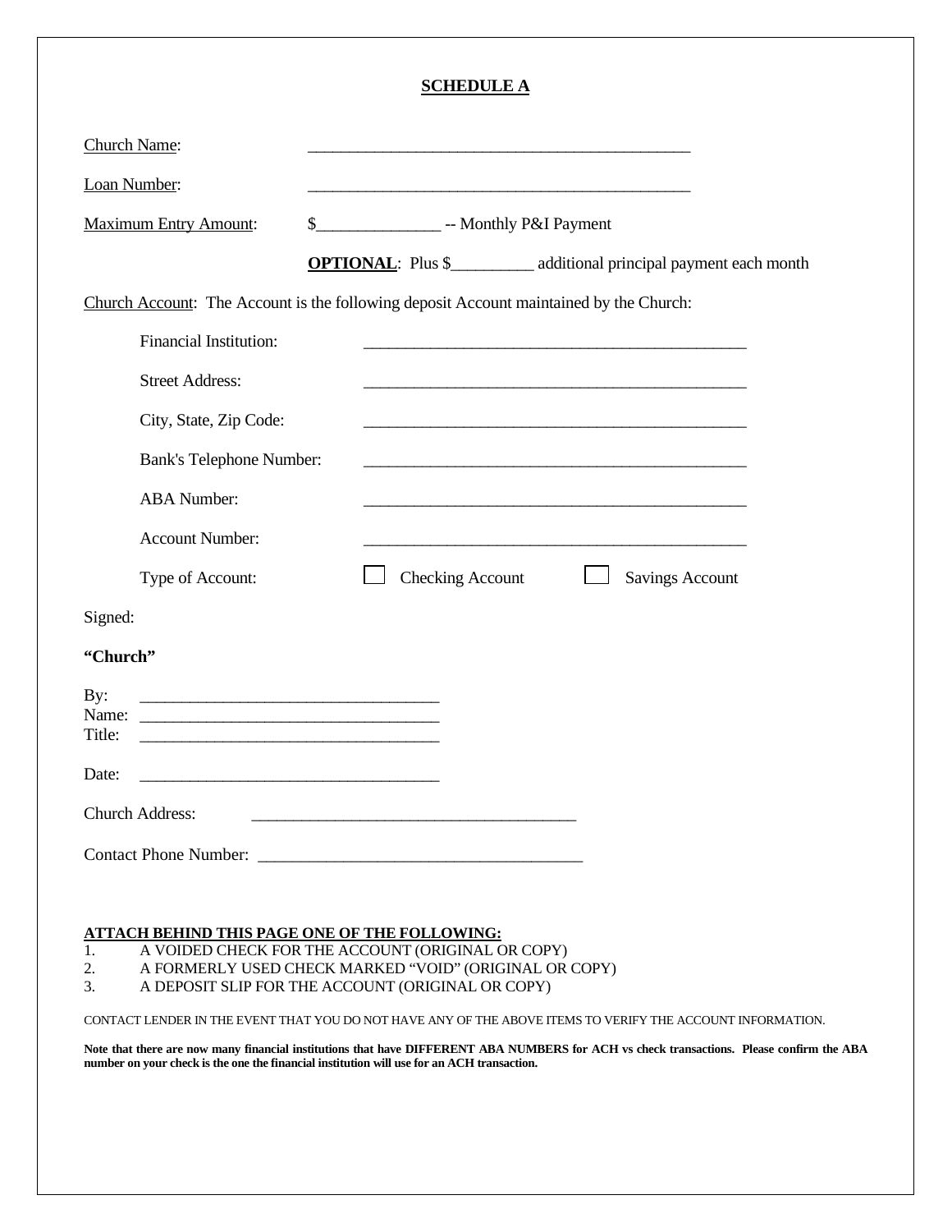**SCHEDULE A**

Church Name: ______________________________________________

Loan Number: ______________________________________________

Maximum Entry Amount: $______________ -- Monthly P&I Payment

**OPTIONAL**: Plus $_________ additional principal payment each month

Church Account: The Account is the following deposit Account maintained by the Church:

Financial Institution: ______________________________________________

Street Address: ______________________________________________

City, State, Zip Code: ______________________________________________

Bank's Telephone Number: ______________________________________________

ABA Number: ______________________________________________

Account Number: ______________________________________________

Type of Account: ☐ Checking Account ☐ Savings Account

Signed:

**"Church"**

By: ____________________________________
Name: ____________________________________
Title: ____________________________________

Date: ____________________________________

Church Address: ______________________________________

Contact Phone Number: ______________________________________

**ATTACH BEHIND THIS PAGE ONE OF THE FOLLOWING:**

1. A VOIDED CHECK FOR THE ACCOUNT (ORIGINAL OR COPY)
2. A FORMERLY USED CHECK MARKED "VOID" (ORIGINAL OR COPY)
3. A DEPOSIT SLIP FOR THE ACCOUNT (ORIGINAL OR COPY)

CONTACT LENDER IN THE EVENT THAT YOU DO NOT HAVE ANY OF THE ABOVE ITEMS TO VERIFY THE ACCOUNT INFORMATION.

**Note that there are now many financial institutions that have DIFFERENT ABA NUMBERS for ACH vs check transactions. Please confirm the ABA number on your check is the one the financial institution will use for an ACH transaction.**